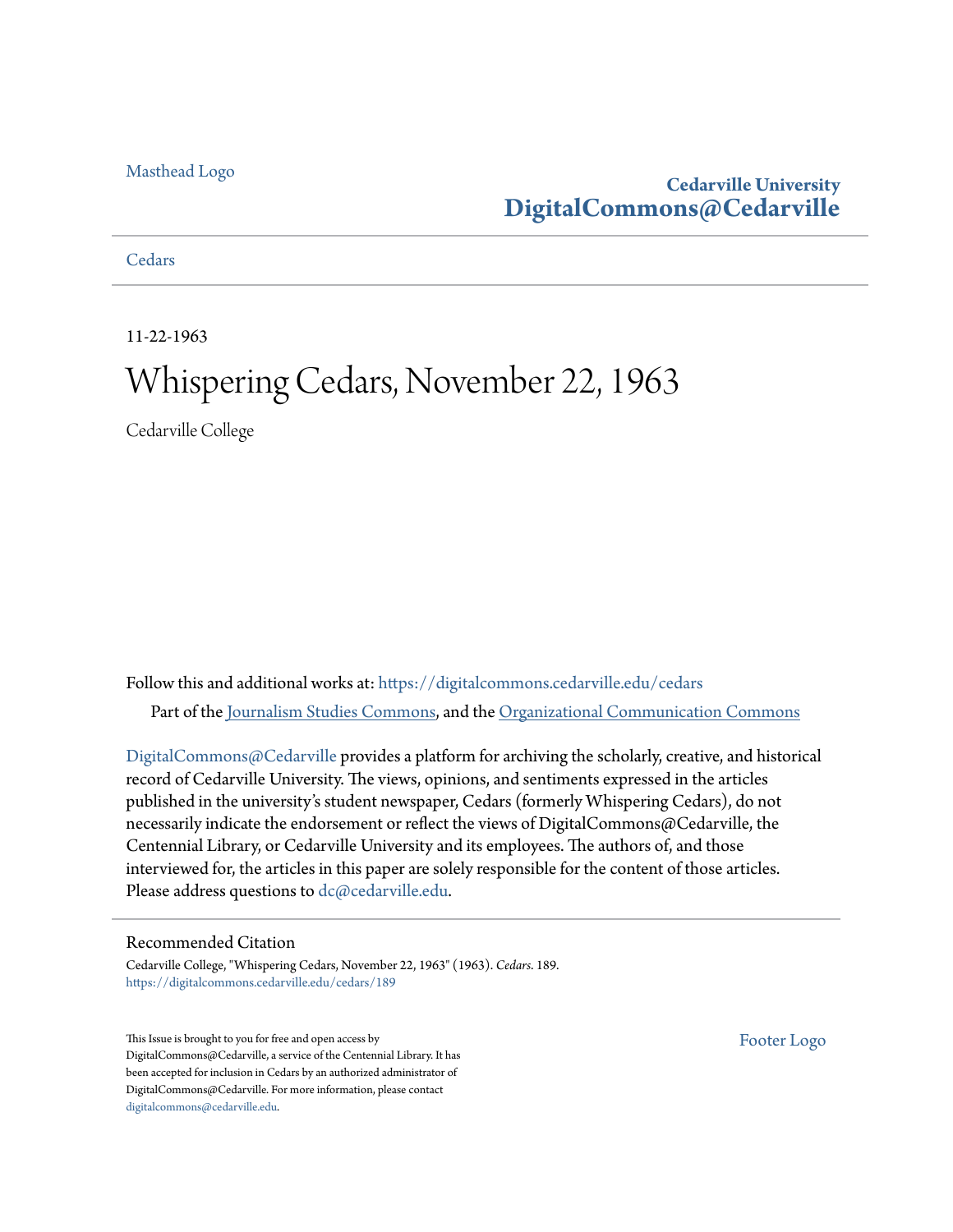Masthead Logo

**Cedarville University**
**DigitalCommons@Cedarville**

Cedars

11-22-1963

# Whispering Cedars, November 22, 1963

Cedarville College

Follow this and additional works at: https://digitalcommons.cedarville.edu/cedars

Part of the Journalism Studies Commons, and the Organizational Communication Commons

DigitalCommons@Cedarville provides a platform for archiving the scholarly, creative, and historical record of Cedarville University. The views, opinions, and sentiments expressed in the articles published in the university's student newspaper, Cedars (formerly Whispering Cedars), do not necessarily indicate the endorsement or reflect the views of DigitalCommons@Cedarville, the Centennial Library, or Cedarville University and its employees. The authors of, and those interviewed for, the articles in this paper are solely responsible for the content of those articles. Please address questions to dc@cedarville.edu.

## Recommended Citation

Cedarville College, "Whispering Cedars, November 22, 1963" (1963). *Cedars*. 189.
https://digitalcommons.cedarville.edu/cedars/189

This Issue is brought to you for free and open access by DigitalCommons@Cedarville, a service of the Centennial Library. It has been accepted for inclusion in Cedars by an authorized administrator of DigitalCommons@Cedarville. For more information, please contact digitalcommons@cedarville.edu.

Footer Logo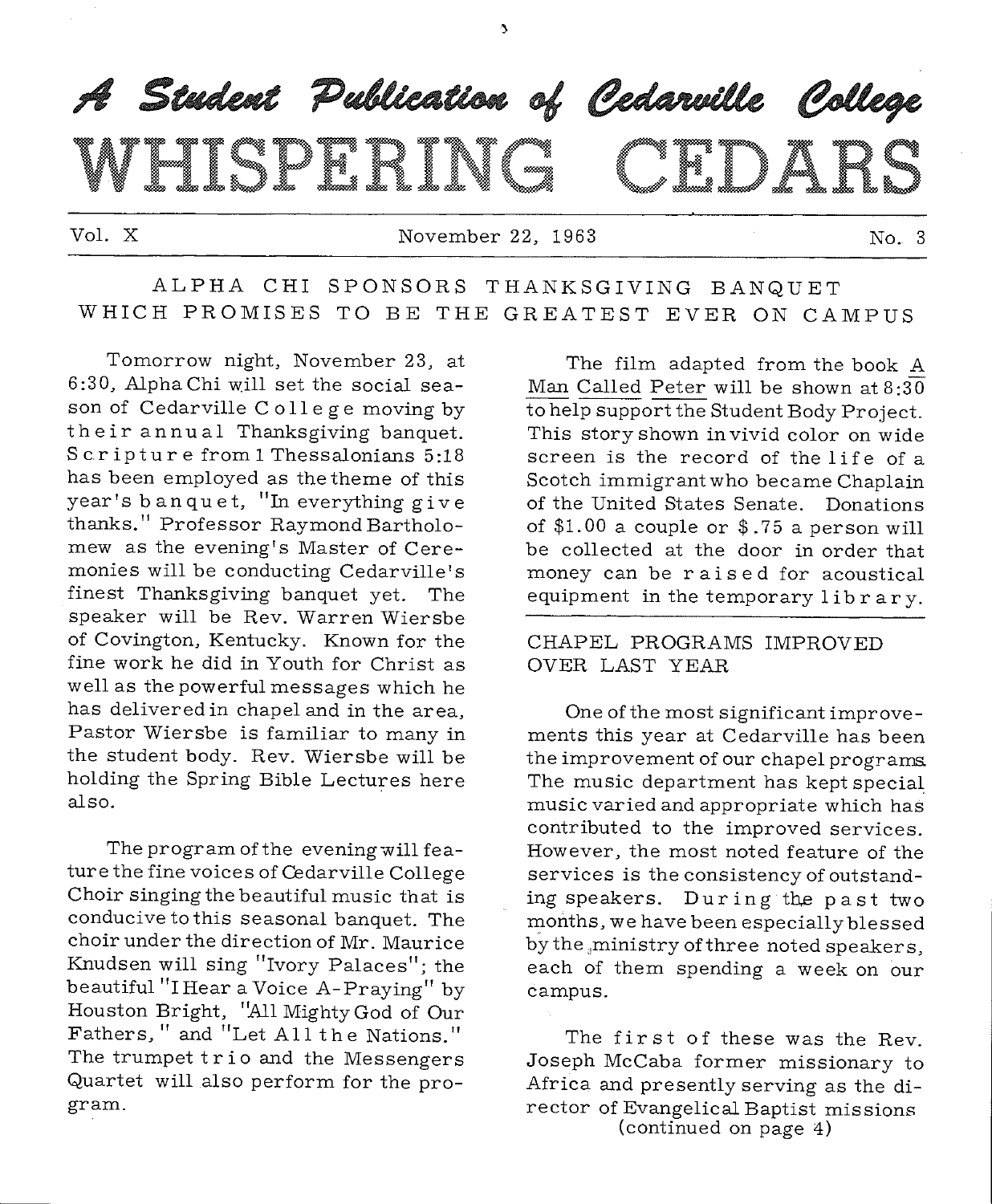# A Student Publication of Cedarville College

# WHISPERING CEDARS

Vol. X — November 22, 1963 — No. 3

## ALPHA CHI SPONSORS THANKSGIVING BANQUET WHICH PROMISES TO BE THE GREATEST EVER ON CAMPUS

Tomorrow night, November 23, at 6:30, Alpha Chi will set the social season of Cedarville College moving by their annual Thanksgiving banquet. Scripture from 1 Thessalonians 5:18 has been employed as the theme of this year's banquet, "In everything give thanks." Professor Raymond Bartholomew as the evening's Master of Ceremonies will be conducting Cedarville's finest Thanksgiving banquet yet. The speaker will be Rev. Warren Wiersbe of Covington, Kentucky. Known for the fine work he did in Youth for Christ as well as the powerful messages which he has delivered in chapel and in the area, Pastor Wiersbe is familiar to many in the student body. Rev. Wiersbe will be holding the Spring Bible Lectures here also.

The program of the evening will feature the fine voices of Cedarville College Choir singing the beautiful music that is conducive to this seasonal banquet. The choir under the direction of Mr. Maurice Knudsen will sing "Ivory Palaces"; the beautiful "I Hear a Voice A-Praying" by Houston Bright, "All Mighty God of Our Fathers," and "Let All the Nations." The trumpet trio and the Messengers Quartet will also perform for the program.

The film adapted from the book A Man Called Peter will be shown at 8:30 to help support the Student Body Project. This story shown in vivid color on wide screen is the record of the life of a Scotch immigrant who became Chaplain of the United States Senate. Donations of $1.00 a couple or $.75 a person will be collected at the door in order that money can be raised for acoustical equipment in the temporary library.

## CHAPEL PROGRAMS IMPROVED OVER LAST YEAR

One of the most significant improvements this year at Cedarville has been the improvement of our chapel programs. The music department has kept special music varied and appropriate which has contributed to the improved services. However, the most noted feature of the services is the consistency of outstanding speakers. During the past two months, we have been especially blessed by the ministry of three noted speakers, each of them spending a week on our campus.

The first of these was the Rev. Joseph McCaba former missionary to Africa and presently serving as the director of Evangelical Baptist missions

(continued on page 4)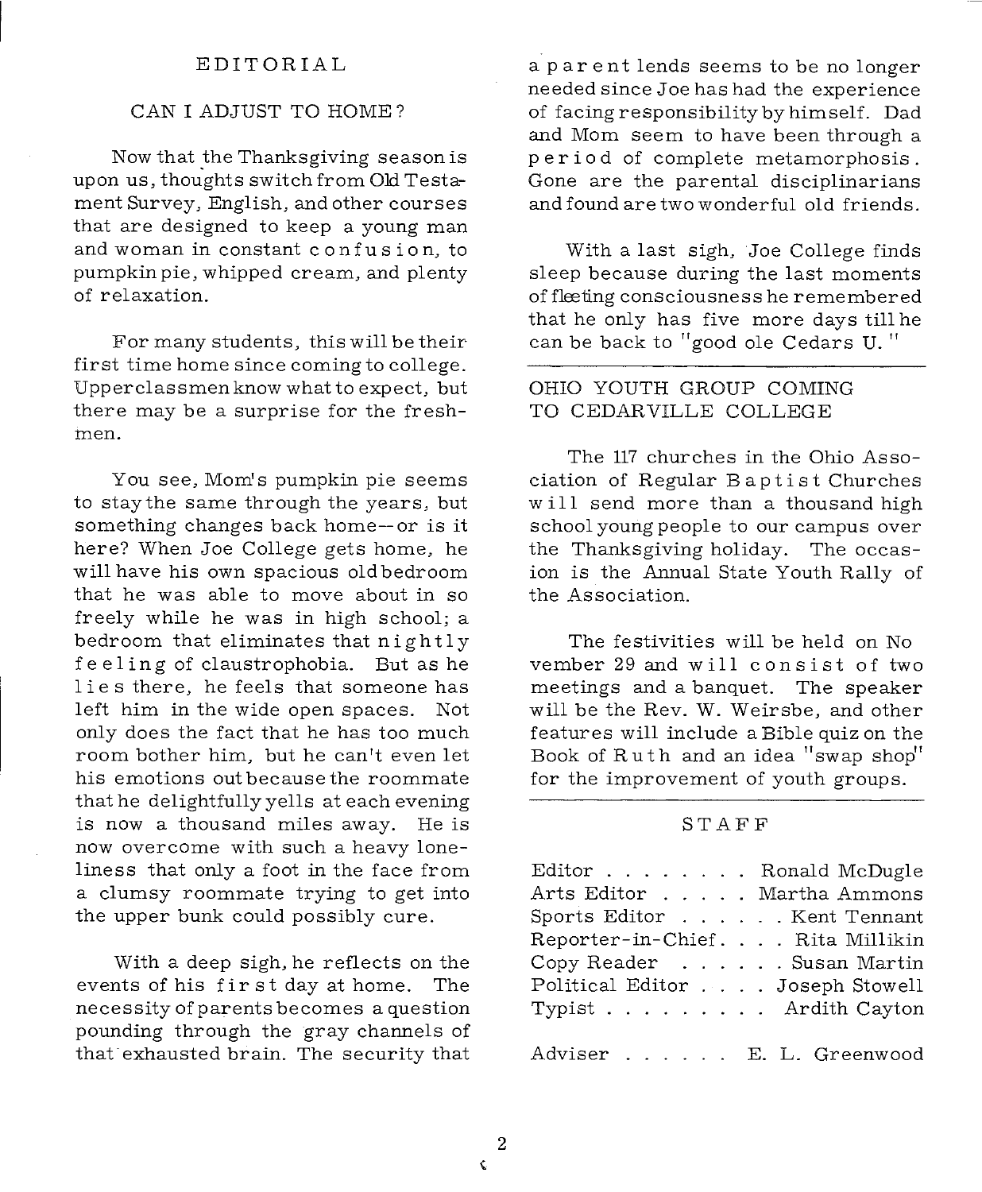## EDITORIAL

### CAN I ADJUST TO HOME?

Now that the Thanksgiving season is upon us, thoughts switch from Old Testament Survey, English, and other courses that are designed to keep a young man and woman in constant confusion, to pumpkin pie, whipped cream, and plenty of relaxation.

For many students, this will be their first time home since coming to college. Upperclassmen know what to expect, but there may be a surprise for the freshmen.

You see, Mom's pumpkin pie seems to stay the same through the years, but something changes back home--or is it here? When Joe College gets home, he will have his own spacious old bedroom that he was able to move about in so freely while he was in high school; a bedroom that eliminates that nightly feeling of claustrophobia. But as he lies there, he feels that someone has left him in the wide open spaces. Not only does the fact that he has too much room bother him, but he can't even let his emotions out because the roommate that he delightfully yells at each evening is now a thousand miles away. He is now overcome with such a heavy loneliness that only a foot in the face from a clumsy roommate trying to get into the upper bunk could possibly cure.

With a deep sigh, he reflects on the events of his first day at home. The necessity of parents becomes a question pounding through the gray channels of that exhausted brain. The security that a parent lends seems to be no longer needed since Joe has had the experience of facing responsibility by himself. Dad and Mom seem to have been through a period of complete metamorphosis. Gone are the parental disciplinarians and found are two wonderful old friends.

With a last sigh, Joe College finds sleep because during the last moments of fleeting consciousness he remembered that he only has five more days till he can be back to "good ole Cedars U."

---

### OHIO YOUTH GROUP COMING TO CEDARVILLE COLLEGE

The 117 churches in the Ohio Association of Regular Baptist Churches will send more than a thousand high school young people to our campus over the Thanksgiving holiday. The occasion is the Annual State Youth Rally of the Association.

The festivities will be held on November 29 and will consist of two meetings and a banquet. The speaker will be the Rev. W. Weirsbe, and other features will include a Bible quiz on the Book of Ruth and an idea "swap shop" for the improvement of youth groups.

---

### STAFF

Editor . . . . . . . . Ronald McDugle
Arts Editor . . . . . Martha Ammons
Sports Editor . . . . . . Kent Tennant
Reporter-in-Chief. . . . Rita Millikin
Copy Reader . . . . . . Susan Martin
Political Editor . . . . Joseph Stowell
Typist . . . . . . . . . Ardith Cayton

Adviser . . . . . . E. L. Greenwood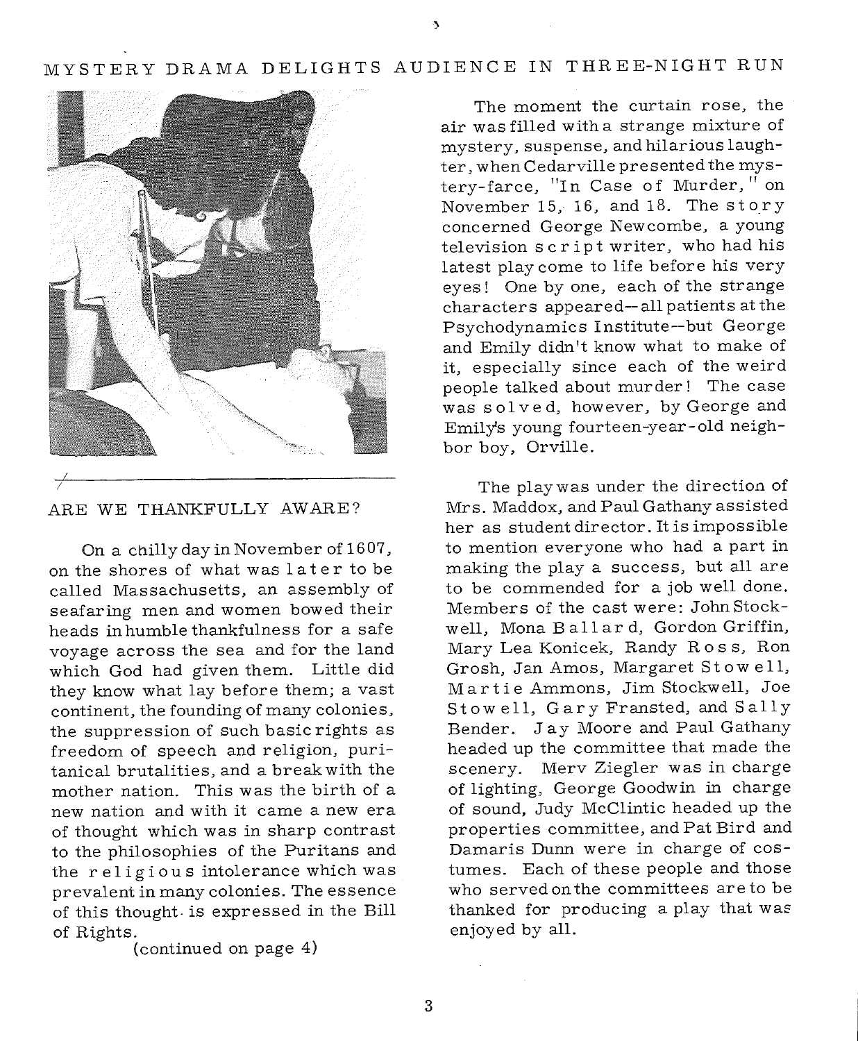# MYSTERY DRAMA DELIGHTS AUDIENCE IN THREE-NIGHT RUN

The moment the curtain rose, the air was filled with a strange mixture of mystery, suspense, and hilarious laughter, when Cedarville presented the mystery-farce, "In Case of Murder," on November 15, 16, and 18. The story concerned George Newcombe, a young television script writer, who had his latest play come to life before his very eyes! One by one, each of the strange characters appeared--all patients at the Psychodynamics Institute--but George and Emily didn't know what to make of it, especially since each of the weird people talked about murder! The case was solved, however, by George and Emily's young fourteen-year-old neighbor boy, Orville.

The play was under the direction of Mrs. Maddox, and Paul Gathany assisted her as student director. It is impossible to mention everyone who had a part in making the play a success, but all are to be commended for a job well done. Members of the cast were: John Stockwell, Mona Ballard, Gordon Griffin, Mary Lea Konicek, Randy Ross, Ron Grosh, Jan Amos, Margaret Stowell, Martie Ammons, Jim Stockwell, Joe Stowell, Gary Fransted, and Sally Bender. Jay Moore and Paul Gathany headed up the committee that made the scenery. Merv Ziegler was in charge of lighting, George Goodwin in charge of sound, Judy McClintic headed up the properties committee, and Pat Bird and Damaris Dunn were in charge of costumes. Each of these people and those who served on the committees are to be thanked for producing a play that was enjoyed by all.

## ARE WE THANKFULLY AWARE?

On a chilly day in November of 1607, on the shores of what was later to be called Massachusetts, an assembly of seafaring men and women bowed their heads in humble thankfulness for a safe voyage across the sea and for the land which God had given them. Little did they know what lay before them; a vast continent, the founding of many colonies, the suppression of such basic rights as freedom of speech and religion, puritanical brutalities, and a break with the mother nation. This was the birth of a new nation and with it came a new era of thought which was in sharp contrast to the philosophies of the Puritans and the religious intolerance which was prevalent in many colonies. The essence of this thought is expressed in the Bill of Rights.

(continued on page 4)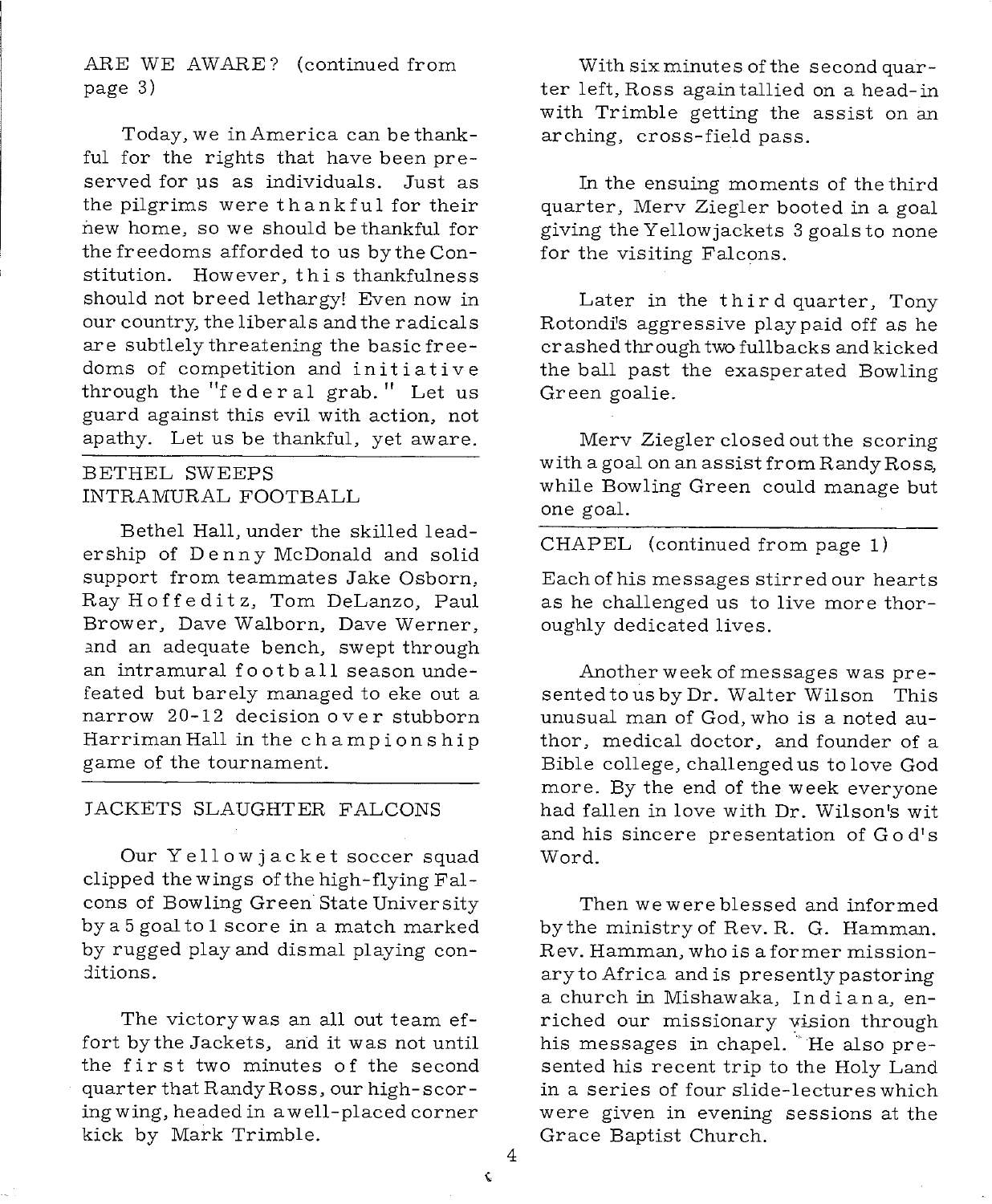ARE WE AWARE? (continued from page 3)

Today, we in America can be thankful for the rights that have been preserved for us as individuals. Just as the pilgrims were thankful for their new home, so we should be thankful for the freedoms afforded to us by the Constitution. However, this thankfulness should not breed lethargy! Even now in our country, the liberals and the radicals are subtlely threatening the basic freedoms of competition and initiative through the "federal grab." Let us guard against this evil with action, not apathy. Let us be thankful, yet aware.

## BETHEL SWEEPS INTRAMURAL FOOTBALL

Bethel Hall, under the skilled leadership of Denny McDonald and solid support from teammates Jake Osborn, Ray Hoffeditz, Tom DeLanzo, Paul Brower, Dave Walborn, Dave Werner, and an adequate bench, swept through an intramural football season undefeated but barely managed to eke out a narrow 20-12 decision over stubborn Harriman Hall in the championship game of the tournament.

## JACKETS SLAUGHTER FALCONS

Our Yellowjacket soccer squad clipped the wings of the high-flying Falcons of Bowling Green State University by a 5 goal to 1 score in a match marked by rugged play and dismal playing conditions.

The victory was an all out team effort by the Jackets, and it was not until the first two minutes of the second quarter that Randy Ross, our high-scoring wing, headed in a well-placed corner kick by Mark Trimble.

With six minutes of the second quarter left, Ross again tallied on a head-in with Trimble getting the assist on an arching, cross-field pass.

In the ensuing moments of the third quarter, Merv Ziegler booted in a goal giving the Yellowjackets 3 goals to none for the visiting Falcons.

Later in the third quarter, Tony Rotondi's aggressive play paid off as he crashed through two fullbacks and kicked the ball past the exasperated Bowling Green goalie.

Merv Ziegler closed out the scoring with a goal on an assist from Randy Ross, while Bowling Green could manage but one goal.

CHAPEL (continued from page 1)

Each of his messages stirred our hearts as he challenged us to live more thoroughly dedicated lives.

Another week of messages was presented to us by Dr. Walter Wilson This unusual man of God, who is a noted author, medical doctor, and founder of a Bible college, challenged us to love God more. By the end of the week everyone had fallen in love with Dr. Wilson's wit and his sincere presentation of God's Word.

Then we were blessed and informed by the ministry of Rev. R. G. Hamman. Rev. Hamman, who is a former missionary to Africa and is presently pastoring a church in Mishawaka, Indiana, enriched our missionary vision through his messages in chapel. He also presented his recent trip to the Holy Land in a series of four slide-lectures which were given in evening sessions at the Grace Baptist Church.